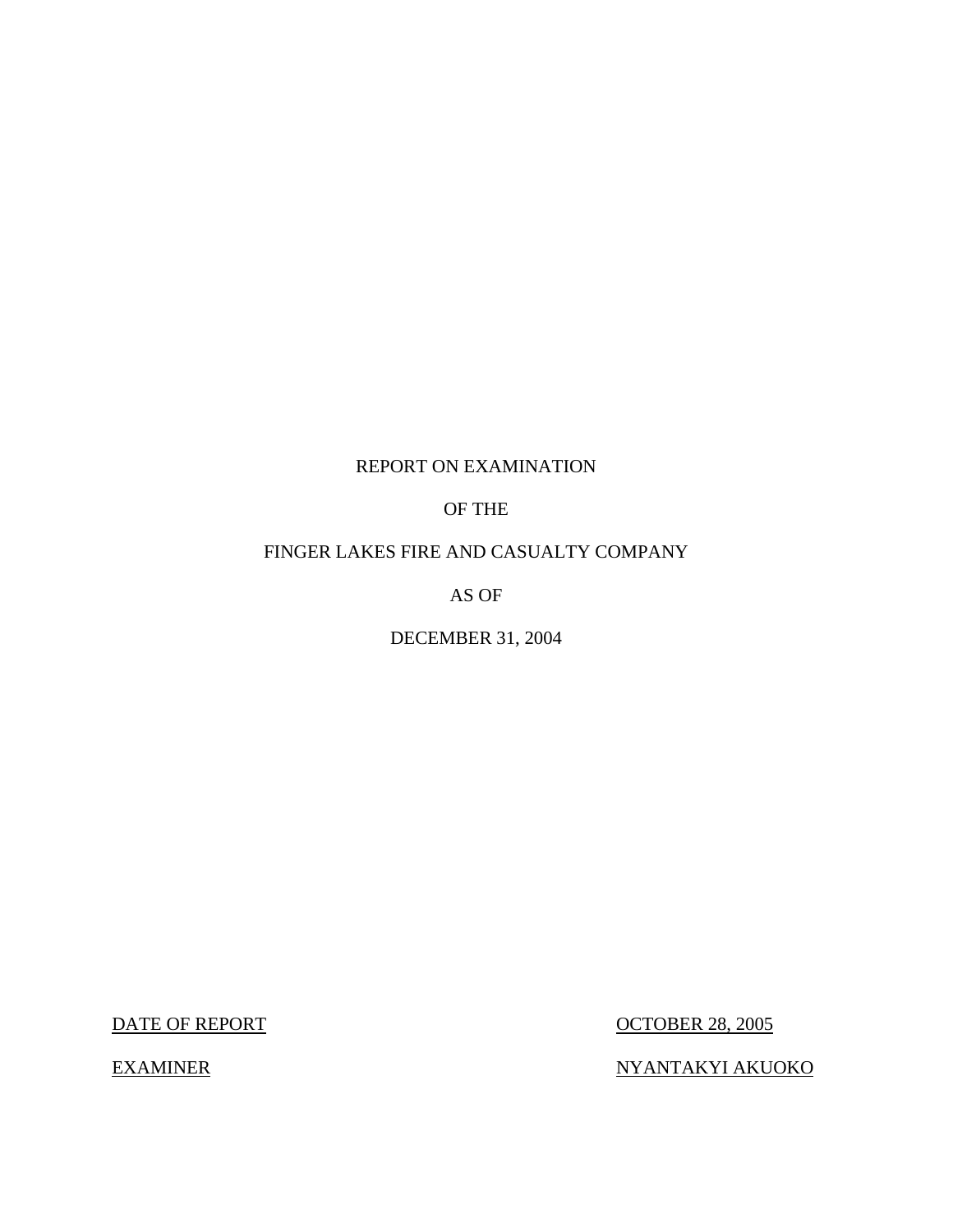REPORT ON EXAMINATION

OF THE

FINGER LAKES FIRE AND CASUALTY COMPANY

AS OF

DECEMBER 31, 2004

| | |
|---|---|
| DATE OF REPORT | OCTOBER 28, 2005 |
| EXAMINER | NYANTAKYI AKUOKO |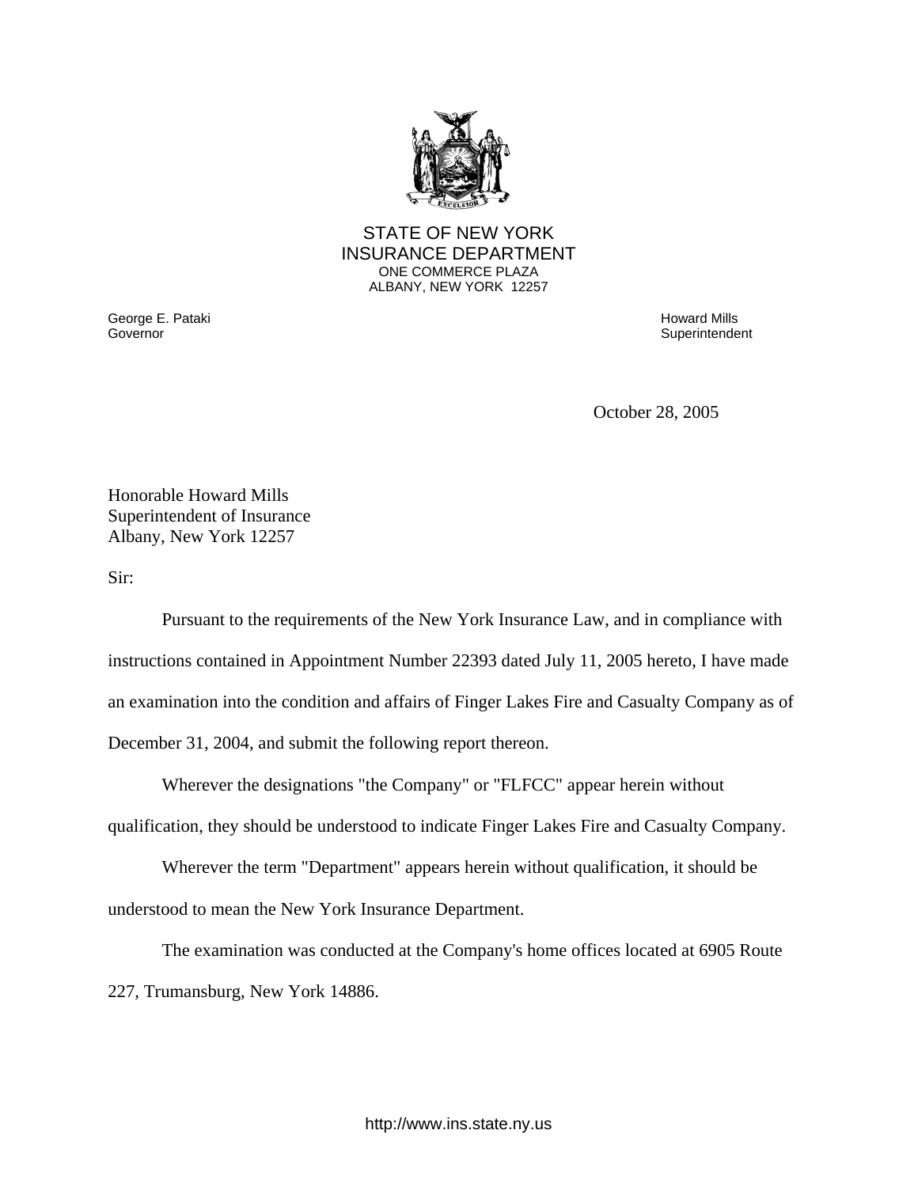STATE OF NEW YORK
INSURANCE DEPARTMENT
ONE COMMERCE PLAZA
ALBANY, NEW YORK 12257

George E. Pataki
Governor

Howard Mills
Superintendent

October 28, 2005

Honorable Howard Mills
Superintendent of Insurance
Albany, New York 12257

Sir:

Pursuant to the requirements of the New York Insurance Law, and in compliance with instructions contained in Appointment Number 22393 dated July 11, 2005 hereto, I have made an examination into the condition and affairs of Finger Lakes Fire and Casualty Company as of December 31, 2004, and submit the following report thereon.

Wherever the designations "the Company" or "FLFCC" appear herein without qualification, they should be understood to indicate Finger Lakes Fire and Casualty Company.

Wherever the term "Department" appears herein without qualification, it should be understood to mean the New York Insurance Department.

The examination was conducted at the Company's home offices located at 6905 Route 227, Trumansburg, New York 14886.

http://www.ins.state.ny.us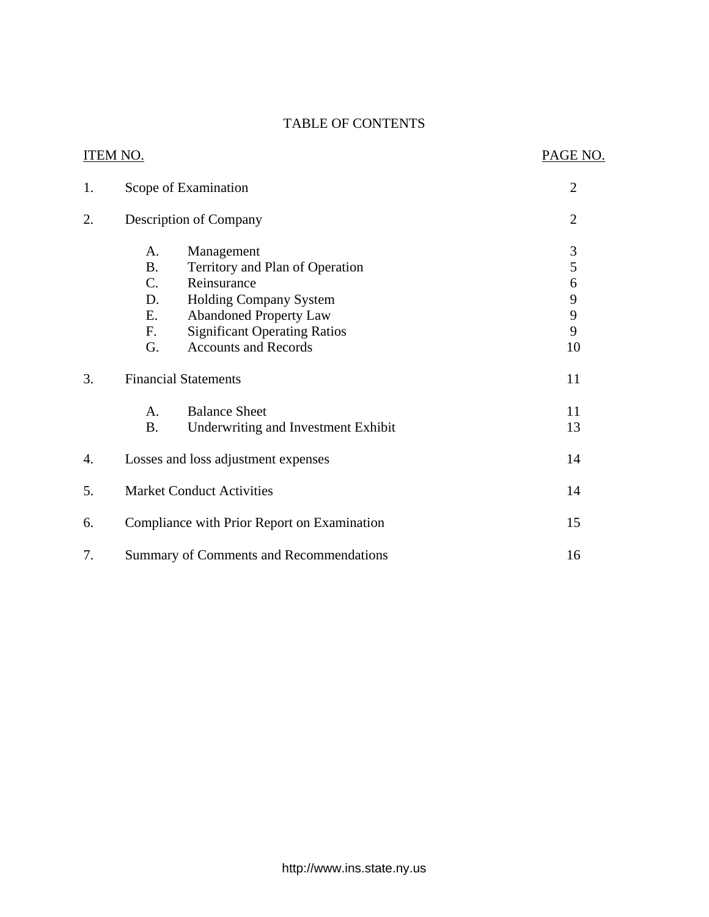# TABLE OF CONTENTS

| ITEM NO. | | | PAGE NO. |
|---|---|---|---|
| 1. | Scope of Examination | | 2 |
| 2. | Description of Company | | 2 |
| | A. | Management | 3 |
| | B. | Territory and Plan of Operation | 5 |
| | C. | Reinsurance | 6 |
| | D. | Holding Company System | 9 |
| | E. | Abandoned Property Law | 9 |
| | F. | Significant Operating Ratios | 9 |
| | G. | Accounts and Records | 10 |
| 3. | Financial Statements | | 11 |
| | A. | Balance Sheet | 11 |
| | B. | Underwriting and Investment Exhibit | 13 |
| 4. | Losses and loss adjustment expenses | | 14 |
| 5. | Market Conduct Activities | | 14 |
| 6. | Compliance with Prior Report on Examination | | 15 |
| 7. | Summary of Comments and Recommendations | | 16 |

http://www.ins.state.ny.us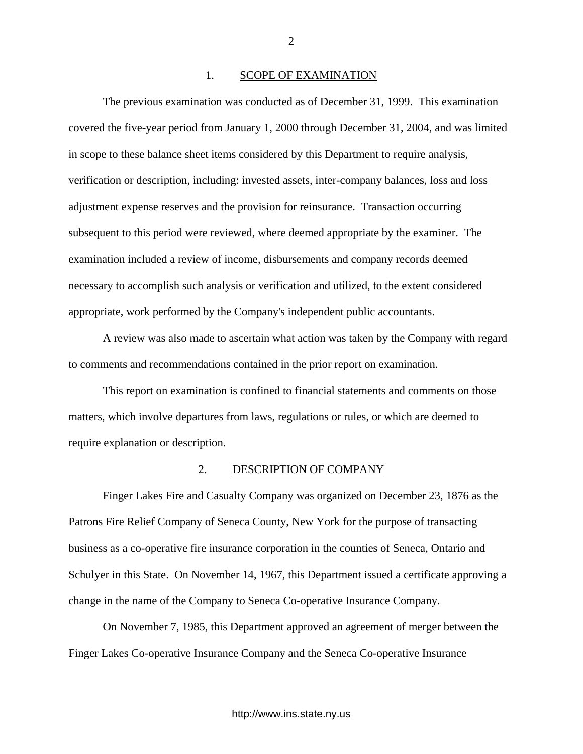## 1. SCOPE OF EXAMINATION

The previous examination was conducted as of December 31, 1999. This examination covered the five-year period from January 1, 2000 through December 31, 2004, and was limited in scope to these balance sheet items considered by this Department to require analysis, verification or description, including: invested assets, inter-company balances, loss and loss adjustment expense reserves and the provision for reinsurance. Transaction occurring subsequent to this period were reviewed, where deemed appropriate by the examiner. The examination included a review of income, disbursements and company records deemed necessary to accomplish such analysis or verification and utilized, to the extent considered appropriate, work performed by the Company's independent public accountants.

A review was also made to ascertain what action was taken by the Company with regard to comments and recommendations contained in the prior report on examination.

This report on examination is confined to financial statements and comments on those matters, which involve departures from laws, regulations or rules, or which are deemed to require explanation or description.

## 2. DESCRIPTION OF COMPANY

Finger Lakes Fire and Casualty Company was organized on December 23, 1876 as the Patrons Fire Relief Company of Seneca County, New York for the purpose of transacting business as a co-operative fire insurance corporation in the counties of Seneca, Ontario and Schulyer in this State. On November 14, 1967, this Department issued a certificate approving a change in the name of the Company to Seneca Co-operative Insurance Company.

On November 7, 1985, this Department approved an agreement of merger between the Finger Lakes Co-operative Insurance Company and the Seneca Co-operative Insurance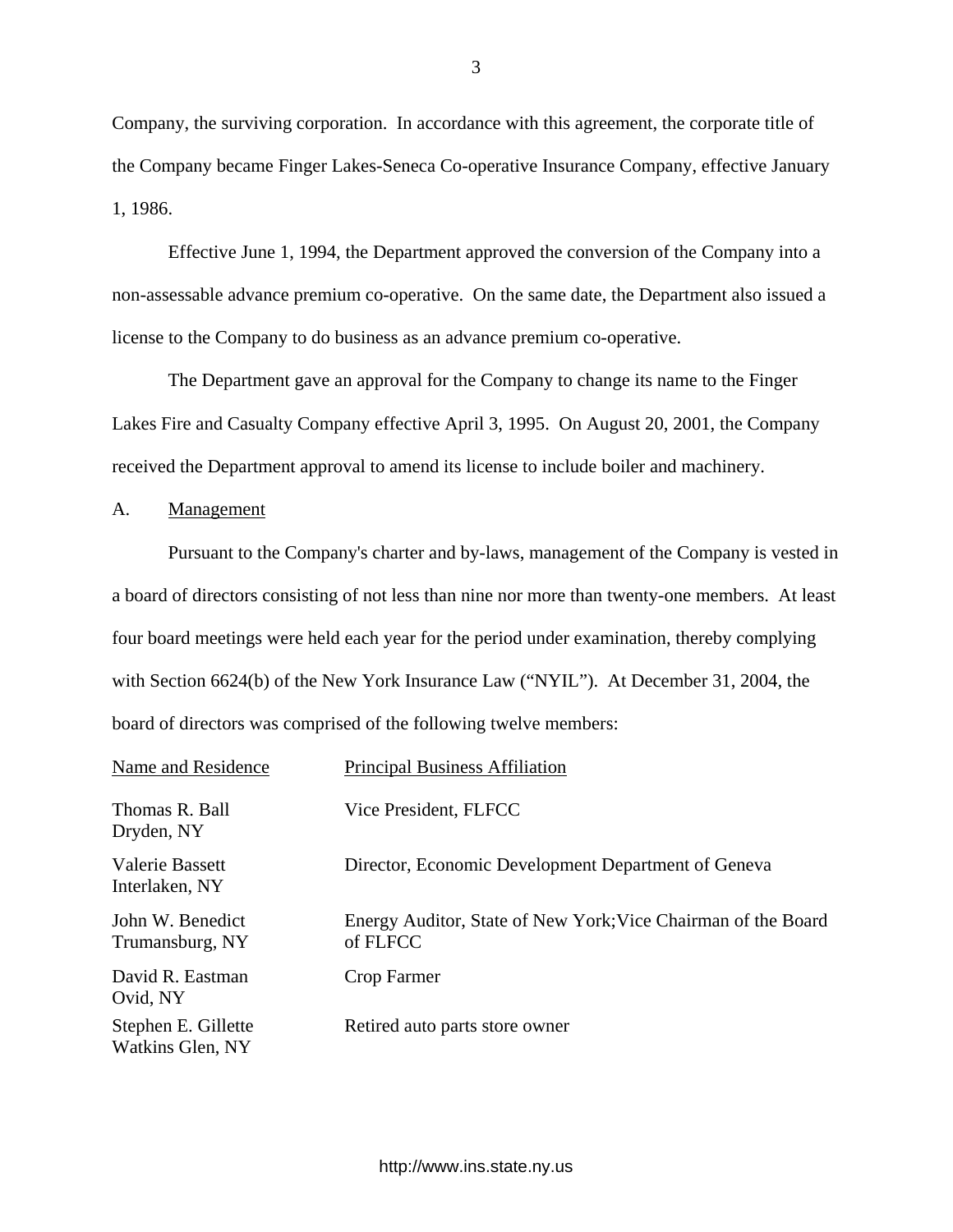Company, the surviving corporation. In accordance with this agreement, the corporate title of the Company became Finger Lakes-Seneca Co-operative Insurance Company, effective January 1, 1986.

Effective June 1, 1994, the Department approved the conversion of the Company into a non-assessable advance premium co-operative. On the same date, the Department also issued a license to the Company to do business as an advance premium co-operative.

The Department gave an approval for the Company to change its name to the Finger Lakes Fire and Casualty Company effective April 3, 1995. On August 20, 2001, the Company received the Department approval to amend its license to include boiler and machinery.

A. Management

Pursuant to the Company's charter and by-laws, management of the Company is vested in a board of directors consisting of not less than nine nor more than twenty-one members. At least four board meetings were held each year for the period under examination, thereby complying with Section 6624(b) of the New York Insurance Law ("NYIL"). At December 31, 2004, the board of directors was comprised of the following twelve members:

| Name and Residence | Principal Business Affiliation |
|---|---|
| Thomas R. Ball<br>Dryden, NY | Vice President, FLFCC |
| Valerie Bassett<br>Interlaken, NY | Director, Economic Development Department of Geneva |
| John W. Benedict<br>Trumansburg, NY | Energy Auditor, State of New York;Vice Chairman of the Board of FLFCC |
| David R. Eastman<br>Ovid, NY | Crop Farmer |
| Stephen E. Gillette<br>Watkins Glen, NY | Retired auto parts store owner |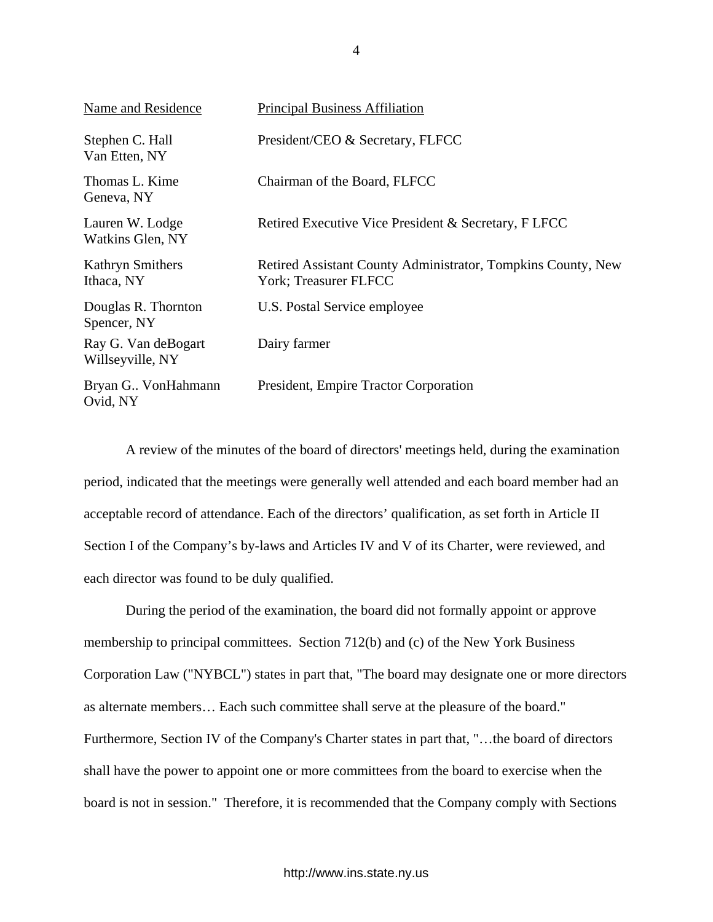| Name and Residence | Principal Business Affiliation |
|---|---|
| Stephen C. Hall<br>Van Etten, NY | President/CEO & Secretary, FLFCC |
| Thomas L. Kime<br>Geneva, NY | Chairman of the Board, FLFCC |
| Lauren W. Lodge<br>Watkins Glen, NY | Retired Executive Vice President & Secretary, F LFCC |
| Kathryn Smithers<br>Ithaca, NY | Retired Assistant County Administrator, Tompkins County, New York; Treasurer FLFCC |
| Douglas R. Thornton<br>Spencer, NY | U.S. Postal Service employee |
| Ray G. Van deBogart<br>Willseyville, NY | Dairy farmer |
| Bryan G.. VonHahmann<br>Ovid, NY | President, Empire Tractor Corporation |

A review of the minutes of the board of directors' meetings held, during the examination period, indicated that the meetings were generally well attended and each board member had an acceptable record of attendance. Each of the directors' qualification, as set forth in Article II Section I of the Company's by-laws and Articles IV and V of its Charter, were reviewed, and each director was found to be duly qualified.

During the period of the examination, the board did not formally appoint or approve membership to principal committees. Section 712(b) and (c) of the New York Business Corporation Law ("NYBCL") states in part that, "The board may designate one or more directors as alternate members… Each such committee shall serve at the pleasure of the board." Furthermore, Section IV of the Company's Charter states in part that, "…the board of directors shall have the power to appoint one or more committees from the board to exercise when the board is not in session." Therefore, it is recommended that the Company comply with Sections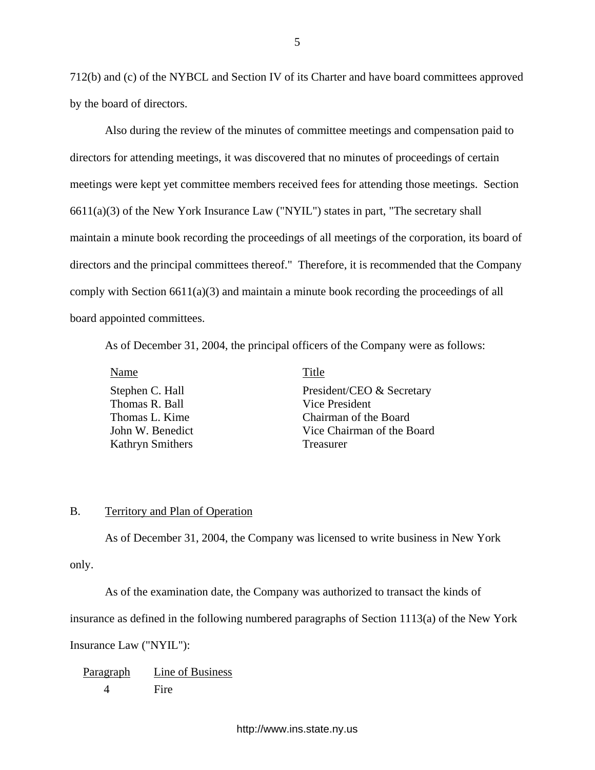712(b) and (c) of the NYBCL and Section IV of its Charter and have board committees approved by the board of directors.

Also during the review of the minutes of committee meetings and compensation paid to directors for attending meetings, it was discovered that no minutes of proceedings of certain meetings were kept yet committee members received fees for attending those meetings. Section 6611(a)(3) of the New York Insurance Law ("NYIL") states in part, "The secretary shall maintain a minute book recording the proceedings of all meetings of the corporation, its board of directors and the principal committees thereof." Therefore, it is recommended that the Company comply with Section 6611(a)(3) and maintain a minute book recording the proceedings of all board appointed committees.

As of December 31, 2004, the principal officers of the Company were as follows:

| Name | Title |
|---|---|
| Stephen C. Hall | President/CEO & Secretary |
| Thomas R. Ball | Vice President |
| Thomas L. Kime | Chairman of the Board |
| John W. Benedict | Vice Chairman of the Board |
| Kathryn Smithers | Treasurer |

## B. Territory and Plan of Operation

As of December 31, 2004, the Company was licensed to write business in New York only.

As of the examination date, the Company was authorized to transact the kinds of insurance as defined in the following numbered paragraphs of Section 1113(a) of the New York Insurance Law ("NYIL"):

| Paragraph | Line of Business |
|---|---|
| 4 | Fire |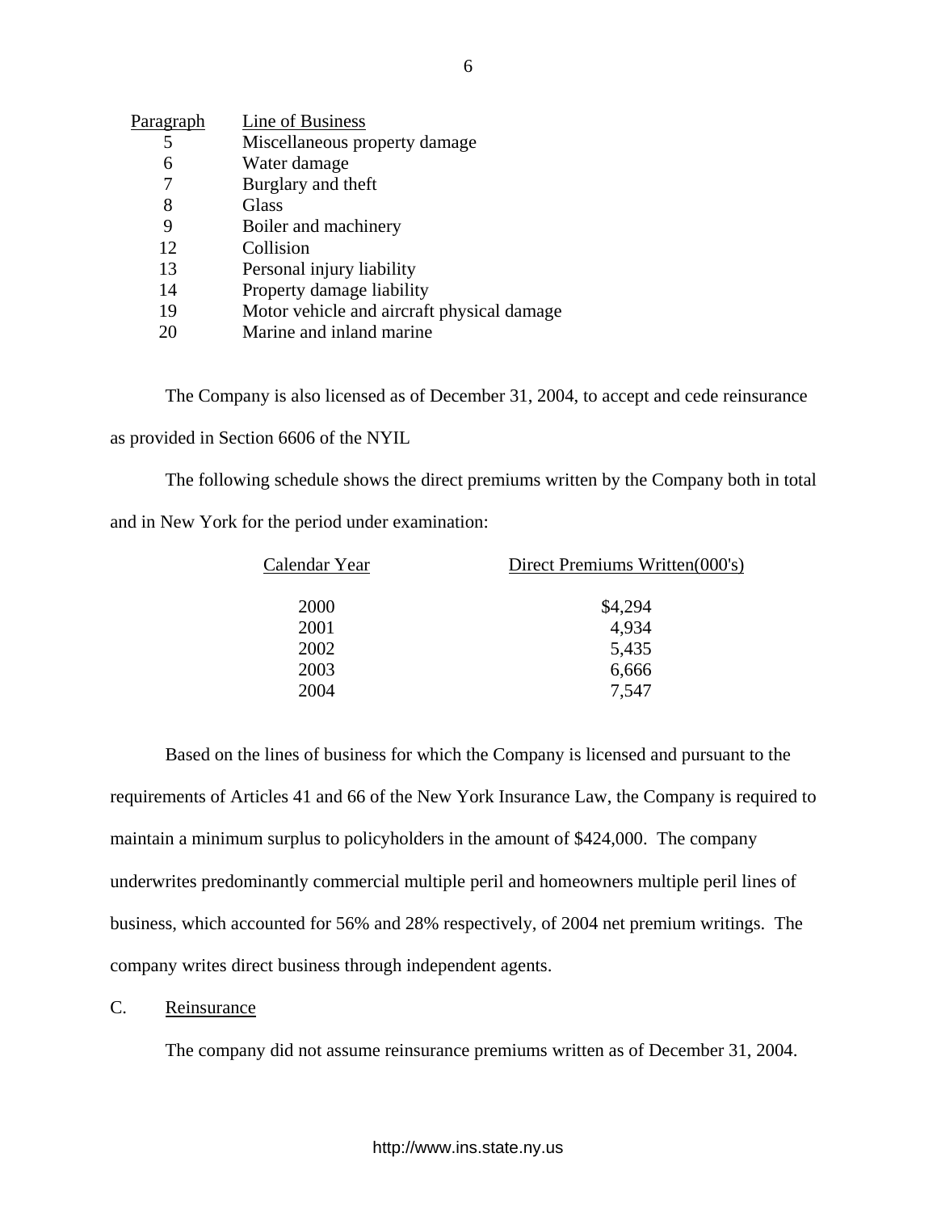| Paragraph | Line of Business |
|---|---|
| 5 | Miscellaneous property damage |
| 6 | Water damage |
| 7 | Burglary and theft |
| 8 | Glass |
| 9 | Boiler and machinery |
| 12 | Collision |
| 13 | Personal injury liability |
| 14 | Property damage liability |
| 19 | Motor vehicle and aircraft physical damage |
| 20 | Marine and inland marine |

The Company is also licensed as of December 31, 2004, to accept and cede reinsurance as provided in Section 6606 of the NYIL

The following schedule shows the direct premiums written by the Company both in total and in New York for the period under examination:

| Calendar Year | Direct Premiums Written(000's) |
|---|---|
| 2000 | $4,294 |
| 2001 | 4,934 |
| 2002 | 5,435 |
| 2003 | 6,666 |
| 2004 | 7,547 |

Based on the lines of business for which the Company is licensed and pursuant to the requirements of Articles 41 and 66 of the New York Insurance Law, the Company is required to maintain a minimum surplus to policyholders in the amount of $424,000. The company underwrites predominantly commercial multiple peril and homeowners multiple peril lines of business, which accounted for 56% and 28% respectively, of 2004 net premium writings. The company writes direct business through independent agents.

C. Reinsurance

The company did not assume reinsurance premiums written as of December 31, 2004.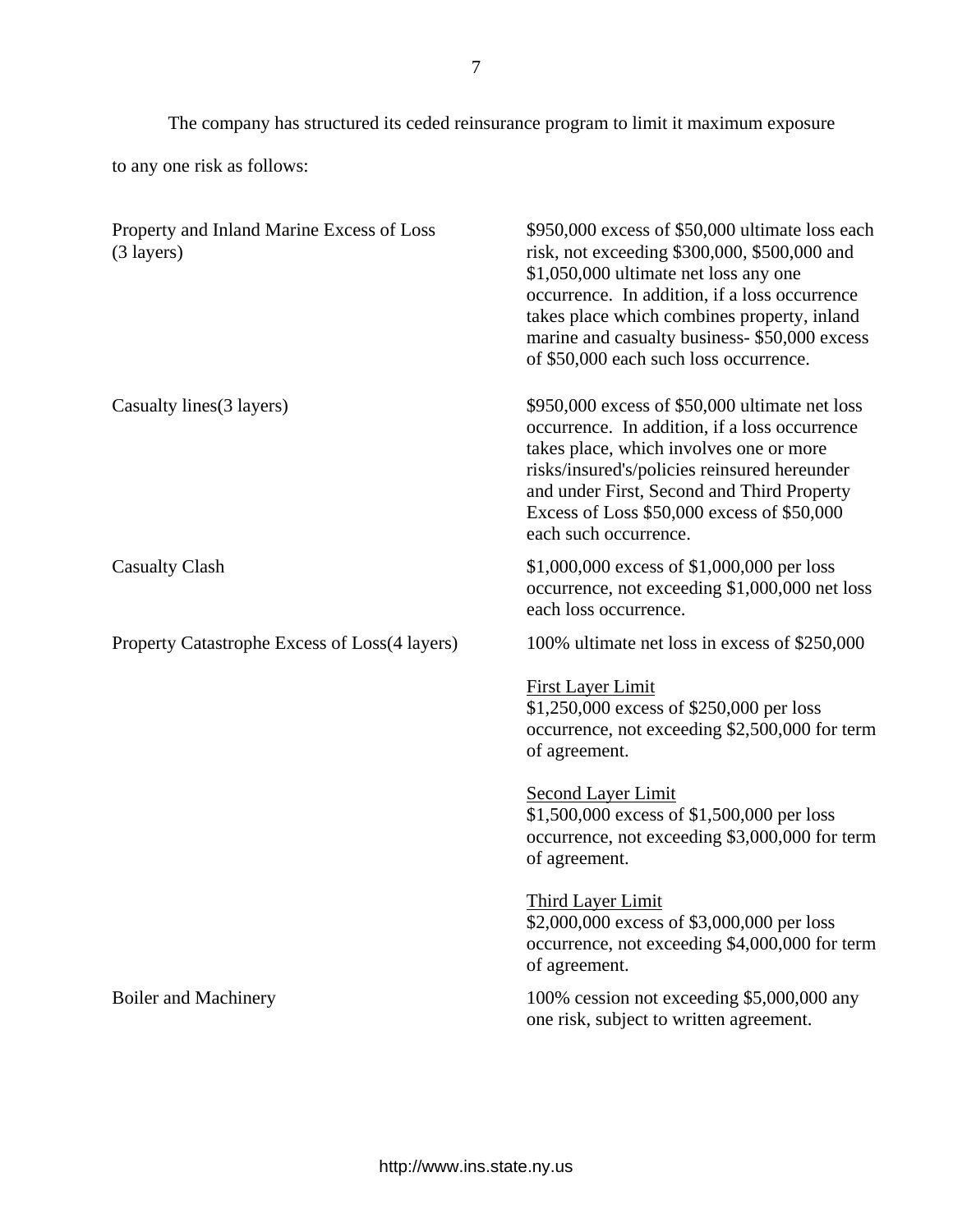The company has structured its ceded reinsurance program to limit it maximum exposure to any one risk as follows:

| | |
|---|---|
| Property and Inland Marine Excess of Loss (3 layers) | $950,000 excess of $50,000 ultimate loss each risk, not exceeding $300,000, $500,000 and $1,050,000 ultimate net loss any one occurrence. In addition, if a loss occurrence takes place which combines property, inland marine and casualty business- $50,000 excess of $50,000 each such loss occurrence. |
| Casualty lines(3 layers) | $950,000 excess of $50,000 ultimate net loss occurrence. In addition, if a loss occurrence takes place, which involves one or more risks/insured's/policies reinsured hereunder and under First, Second and Third Property Excess of Loss $50,000 excess of $50,000 each such occurrence. |
| Casualty Clash | $1,000,000 excess of $1,000,000 per loss occurrence, not exceeding $1,000,000 net loss each loss occurrence. |
| Property Catastrophe Excess of Loss(4 layers) | 100% ultimate net loss in excess of $250,000<br><br><u>First Layer Limit</u><br>$1,250,000 excess of $250,000 per loss occurrence, not exceeding $2,500,000 for term of agreement.<br><br><u>Second Layer Limit</u><br>$1,500,000 excess of $1,500,000 per loss occurrence, not exceeding $3,000,000 for term of agreement.<br><br><u>Third Layer Limit</u><br>$2,000,000 excess of $3,000,000 per loss occurrence, not exceeding $4,000,000 for term of agreement. |
| Boiler and Machinery | 100% cession not exceeding $5,000,000 any one risk, subject to written agreement. |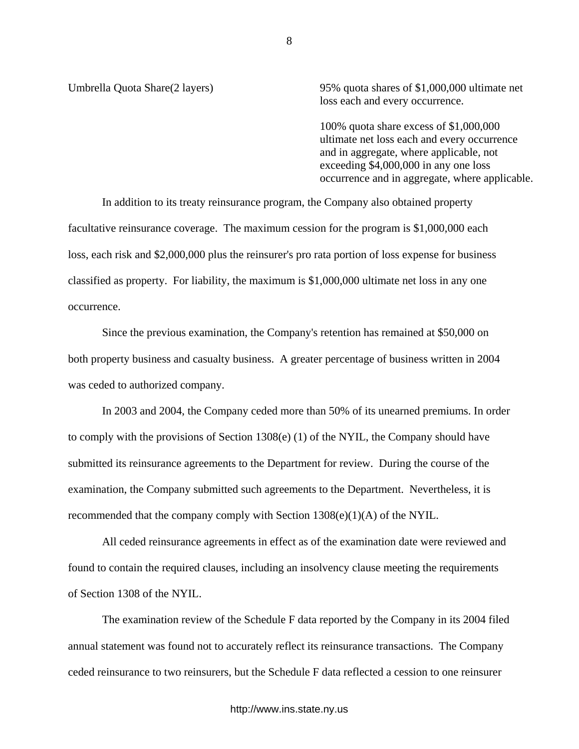| | |
|---|---|
| Umbrella Quota Share(2 layers) | 95% quota shares of $1,000,000 ultimate net loss each and every occurrence.<br><br>100% quota share excess of $1,000,000 ultimate net loss each and every occurrence and in aggregate, where applicable, not exceeding $4,000,000 in any one loss occurrence and in aggregate, where applicable. |

In addition to its treaty reinsurance program, the Company also obtained property facultative reinsurance coverage. The maximum cession for the program is $1,000,000 each loss, each risk and $2,000,000 plus the reinsurer's pro rata portion of loss expense for business classified as property. For liability, the maximum is $1,000,000 ultimate net loss in any one occurrence.

Since the previous examination, the Company's retention has remained at $50,000 on both property business and casualty business. A greater percentage of business written in 2004 was ceded to authorized company.

In 2003 and 2004, the Company ceded more than 50% of its unearned premiums. In order to comply with the provisions of Section 1308(e) (1) of the NYIL, the Company should have submitted its reinsurance agreements to the Department for review. During the course of the examination, the Company submitted such agreements to the Department. Nevertheless, it is recommended that the company comply with Section 1308(e)(1)(A) of the NYIL.

All ceded reinsurance agreements in effect as of the examination date were reviewed and found to contain the required clauses, including an insolvency clause meeting the requirements of Section 1308 of the NYIL.

The examination review of the Schedule F data reported by the Company in its 2004 filed annual statement was found not to accurately reflect its reinsurance transactions. The Company ceded reinsurance to two reinsurers, but the Schedule F data reflected a cession to one reinsurer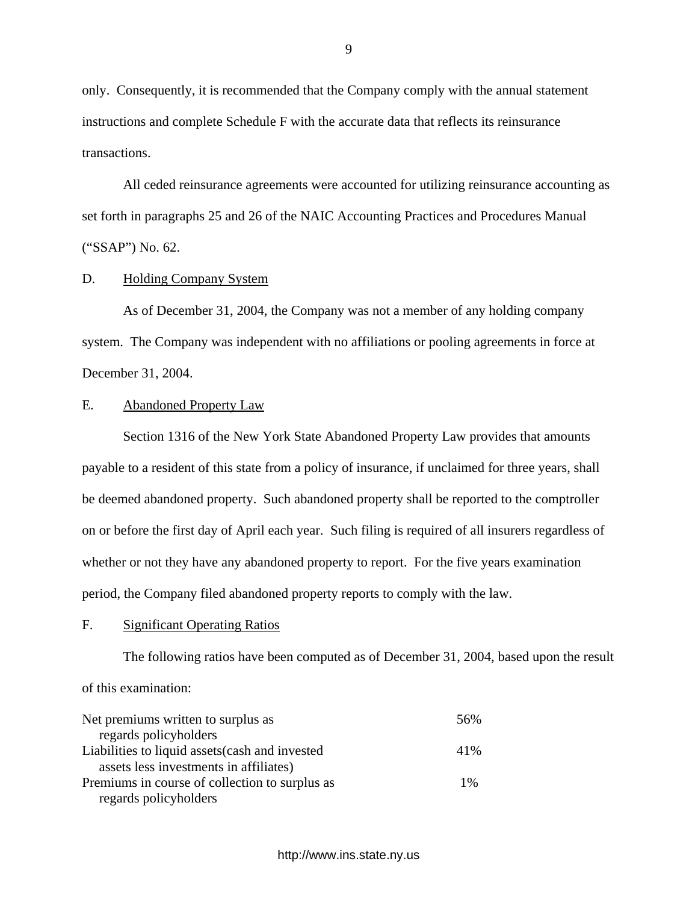only. Consequently, it is recommended that the Company comply with the annual statement instructions and complete Schedule F with the accurate data that reflects its reinsurance transactions.

All ceded reinsurance agreements were accounted for utilizing reinsurance accounting as set forth in paragraphs 25 and 26 of the NAIC Accounting Practices and Procedures Manual ("SSAP") No. 62.

D. Holding Company System

As of December 31, 2004, the Company was not a member of any holding company system. The Company was independent with no affiliations or pooling agreements in force at December 31, 2004.

E. Abandoned Property Law

Section 1316 of the New York State Abandoned Property Law provides that amounts payable to a resident of this state from a policy of insurance, if unclaimed for three years, shall be deemed abandoned property. Such abandoned property shall be reported to the comptroller on or before the first day of April each year. Such filing is required of all insurers regardless of whether or not they have any abandoned property to report. For the five years examination period, the Company filed abandoned property reports to comply with the law.

F. Significant Operating Ratios

The following ratios have been computed as of December 31, 2004, based upon the result of this examination:

| | |
|---|---|
| Net premiums written to surplus as regards policyholders | 56% |
| Liabilities to liquid assets(cash and invested assets less investments in affiliates) | 41% |
| Premiums in course of collection to surplus as regards policyholders | 1% |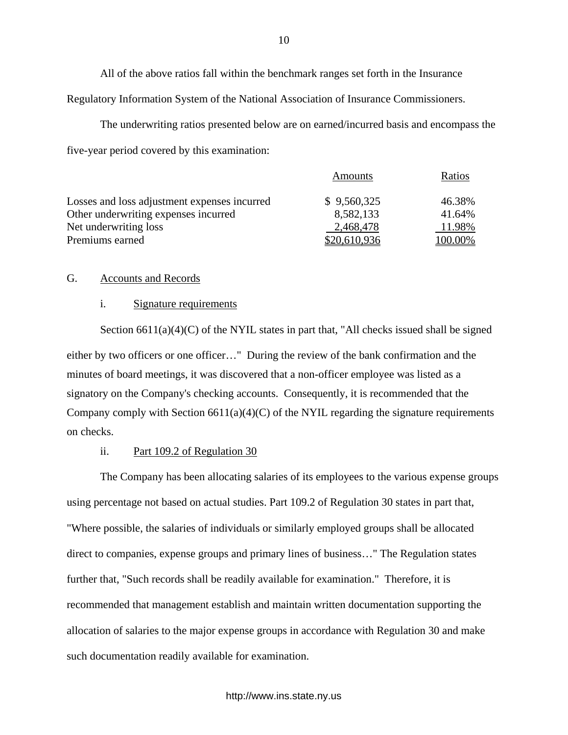All of the above ratios fall within the benchmark ranges set forth in the Insurance Regulatory Information System of the National Association of Insurance Commissioners.

The underwriting ratios presented below are on earned/incurred basis and encompass the five-year period covered by this examination:

| | Amounts | Ratios |
|---|---|---|
| Losses and loss adjustment expenses incurred | $ 9,560,325 | 46.38% |
| Other underwriting expenses incurred | 8,582,133 | 41.64% |
| Net underwriting loss | 2,468,478 | 11.98% |
| Premiums earned | $20,610,936 | 100.00% |

G. Accounts and Records

i. Signature requirements

Section 6611(a)(4)(C) of the NYIL states in part that, "All checks issued shall be signed either by two officers or one officer…" During the review of the bank confirmation and the minutes of board meetings, it was discovered that a non-officer employee was listed as a signatory on the Company's checking accounts. Consequently, it is recommended that the Company comply with Section 6611(a)(4)(C) of the NYIL regarding the signature requirements on checks.

ii. Part 109.2 of Regulation 30

The Company has been allocating salaries of its employees to the various expense groups using percentage not based on actual studies. Part 109.2 of Regulation 30 states in part that, "Where possible, the salaries of individuals or similarly employed groups shall be allocated direct to companies, expense groups and primary lines of business…" The Regulation states further that, "Such records shall be readily available for examination." Therefore, it is recommended that management establish and maintain written documentation supporting the allocation of salaries to the major expense groups in accordance with Regulation 30 and make such documentation readily available for examination.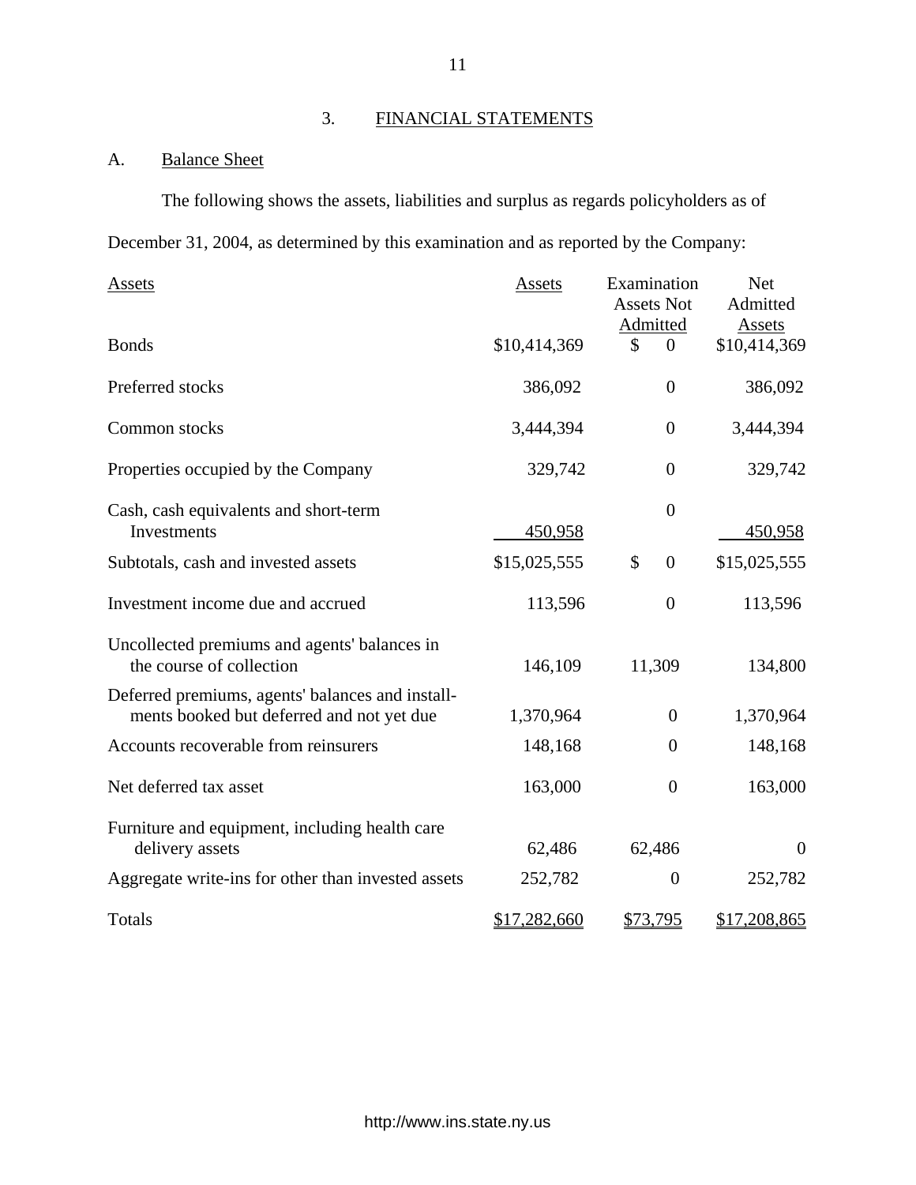## 3. FINANCIAL STATEMENTS

### A. Balance Sheet

The following shows the assets, liabilities and surplus as regards policyholders as of December 31, 2004, as determined by this examination and as reported by the Company:

| Assets | Assets | Examination Assets Not Admitted | Net Admitted Assets |
|---|---|---|---|
| Bonds | $10,414,369 | $ 0 | $10,414,369 |
| Preferred stocks | 386,092 | 0 | 386,092 |
| Common stocks | 3,444,394 | 0 | 3,444,394 |
| Properties occupied by the Company | 329,742 | 0 | 329,742 |
| Cash, cash equivalents and short-term Investments | 450,958 | 0 | 450,958 |
| Subtotals, cash and invested assets | $15,025,555 | $ 0 | $15,025,555 |
| Investment income due and accrued | 113,596 | 0 | 113,596 |
| Uncollected premiums and agents' balances in the course of collection | 146,109 | 11,309 | 134,800 |
| Deferred premiums, agents' balances and installments booked but deferred and not yet due | 1,370,964 | 0 | 1,370,964 |
| Accounts recoverable from reinsurers | 148,168 | 0 | 148,168 |
| Net deferred tax asset | 163,000 | 0 | 163,000 |
| Furniture and equipment, including health care delivery assets | 62,486 | 62,486 | 0 |
| Aggregate write-ins for other than invested assets | 252,782 | 0 | 252,782 |
| Totals | $17,282,660 | $73,795 | $17,208,865 |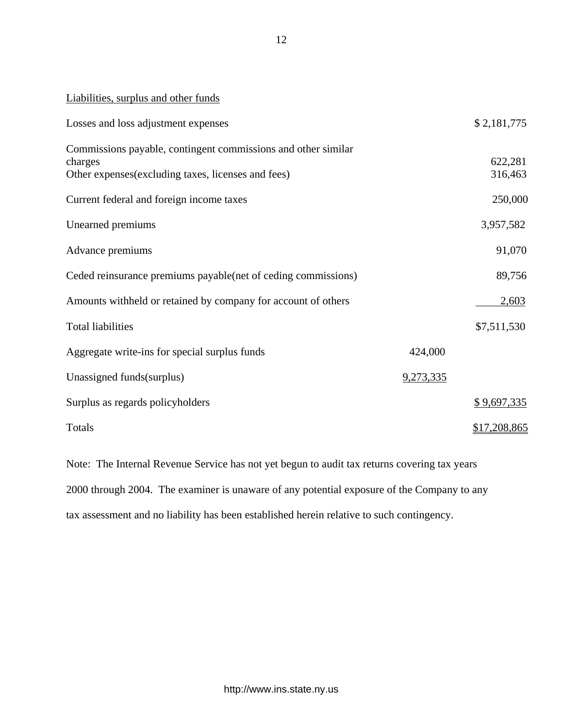Liabilities, surplus and other funds

| | | |
|---|---|---|
| Losses and loss adjustment expenses | | $ 2,181,775 |
| Commissions payable, contingent commissions and other similar charges | | 622,281 |
| Other expenses(excluding taxes, licenses and fees) | | 316,463 |
| Current federal and foreign income taxes | | 250,000 |
| Unearned premiums | | 3,957,582 |
| Advance premiums | | 91,070 |
| Ceded reinsurance premiums payable(net of ceding commissions) | | 89,756 |
| Amounts withheld or retained by company for account of others | | 2,603 |
| Total liabilities | | $7,511,530 |
| Aggregate write-ins for special surplus funds | 424,000 | |
| Unassigned funds(surplus) | 9,273,335 | |
| Surplus as regards policyholders | | $ 9,697,335 |
| Totals | | $17,208,865 |

Note: The Internal Revenue Service has not yet begun to audit tax returns covering tax years 2000 through 2004. The examiner is unaware of any potential exposure of the Company to any tax assessment and no liability has been established herein relative to such contingency.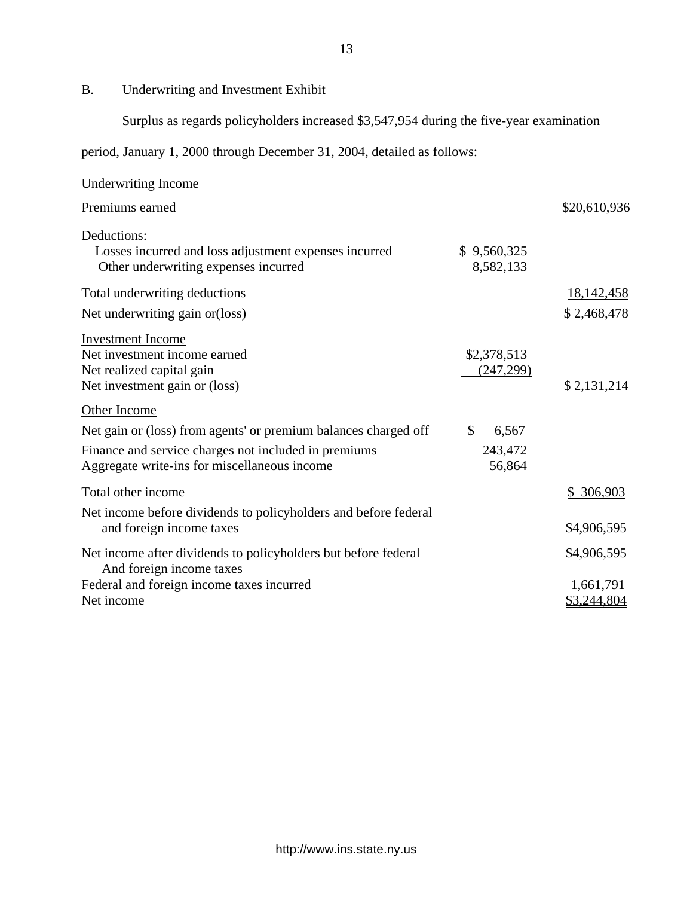## B. Underwriting and Investment Exhibit

Surplus as regards policyholders increased $3,547,954 during the five-year examination period, January 1, 2000 through December 31, 2004, detailed as follows:

| | | |
|---|---|---|
| Underwriting Income | | |
| Premiums earned | | $20,610,936 |
| Deductions: | | |
| Losses incurred and loss adjustment expenses incurred | $ 9,560,325 | |
| Other underwriting expenses incurred | 8,582,133 | |
| Total underwriting deductions | | 18,142,458 |
| Net underwriting gain or(loss) | | $ 2,468,478 |
| Investment Income | | |
| Net investment income earned | $2,378,513 | |
| Net realized capital gain | (247,299) | |
| Net investment gain or (loss) | | $ 2,131,214 |
| Other Income | | |
| Net gain or (loss) from agents' or premium balances charged off | $ 6,567 | |
| Finance and service charges not included in premiums | 243,472 | |
| Aggregate write-ins for miscellaneous income | 56,864 | |
| Total other income | | $ 306,903 |
| Net income before dividends to policyholders and before federal and foreign income taxes | | $4,906,595 |
| Net income after dividends to policyholders but before federal And foreign income taxes | | $4,906,595 |
| Federal and foreign income taxes incurred | | 1,661,791 |
| Net income | | $3,244,804 |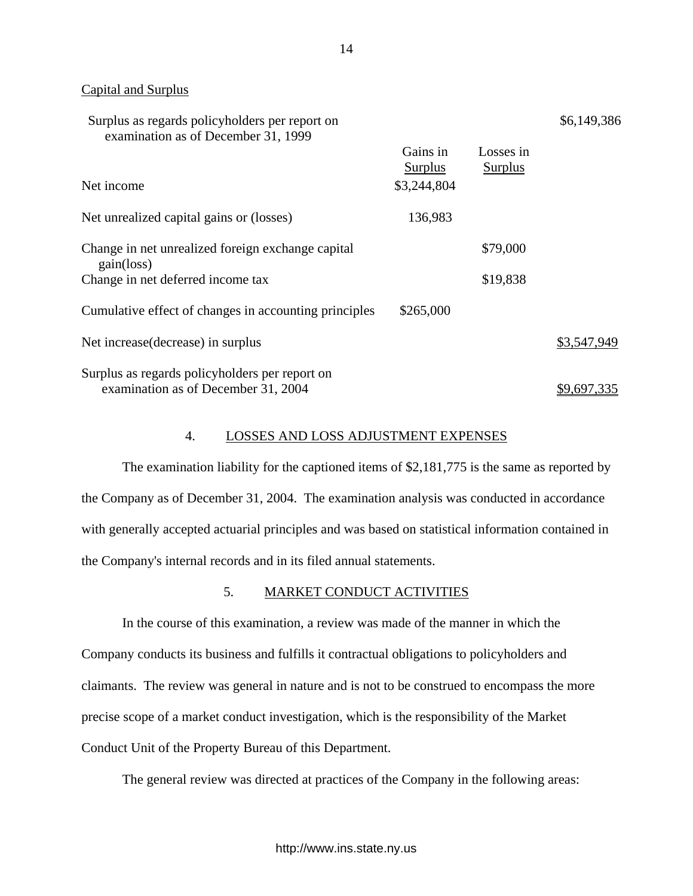Capital and Surplus

| | Gains in Surplus | Losses in Surplus | |
|---|---|---|---|
| Surplus as regards policyholders per report on examination as of December 31, 1999 | | | $6,149,386 |
| Net income | $3,244,804 | | |
| Net unrealized capital gains or (losses) | 136,983 | | |
| Change in net unrealized foreign exchange capital gain(loss) | | $79,000 | |
| Change in net deferred income tax | | $19,838 | |
| Cumulative effect of changes in accounting principles | $265,000 | | |
| Net increase(decrease) in surplus | | | $3,547,949 |
| Surplus as regards policyholders per report on examination as of December 31, 2004 | | | $9,697,335 |

## 4. LOSSES AND LOSS ADJUSTMENT EXPENSES

The examination liability for the captioned items of $2,181,775 is the same as reported by the Company as of December 31, 2004. The examination analysis was conducted in accordance with generally accepted actuarial principles and was based on statistical information contained in the Company's internal records and in its filed annual statements.

## 5. MARKET CONDUCT ACTIVITIES

In the course of this examination, a review was made of the manner in which the Company conducts its business and fulfills it contractual obligations to policyholders and claimants. The review was general in nature and is not to be construed to encompass the more precise scope of a market conduct investigation, which is the responsibility of the Market Conduct Unit of the Property Bureau of this Department.

The general review was directed at practices of the Company in the following areas: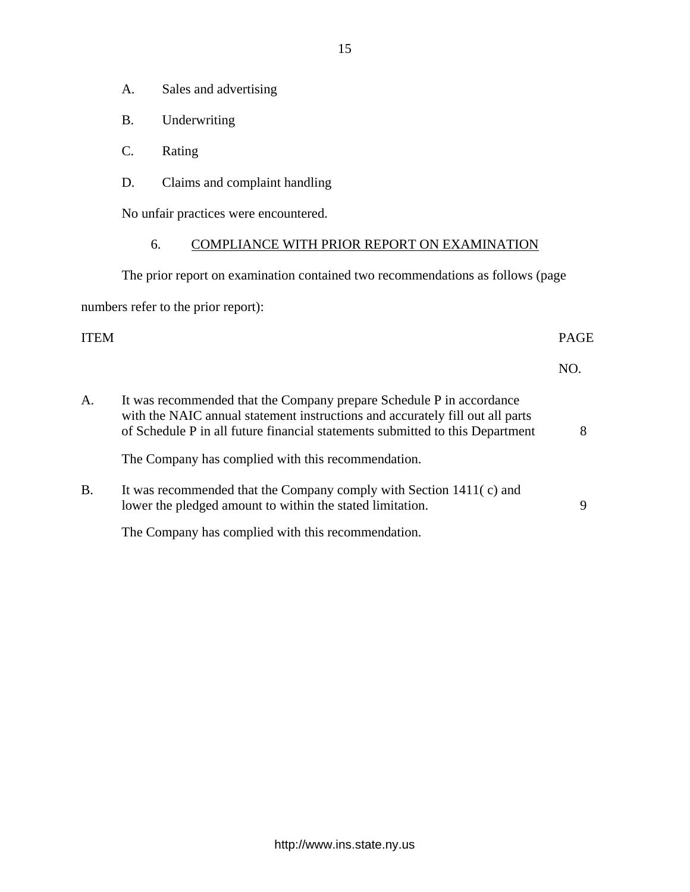A. Sales and advertising

B. Underwriting

C. Rating

D. Claims and complaint handling

No unfair practices were encountered.

## 6. COMPLIANCE WITH PRIOR REPORT ON EXAMINATION

The prior report on examination contained two recommendations as follows (page numbers refer to the prior report):

| ITEM | | PAGE NO. |
|---|---|---|
| A. | It was recommended that the Company prepare Schedule P in accordance with the NAIC annual statement instructions and accurately fill out all parts of Schedule P in all future financial statements submitted to this Department | 8 |
| | The Company has complied with this recommendation. | |
| B. | It was recommended that the Company comply with Section 1411( c) and lower the pledged amount to within the stated limitation. | 9 |
| | The Company has complied with this recommendation. | |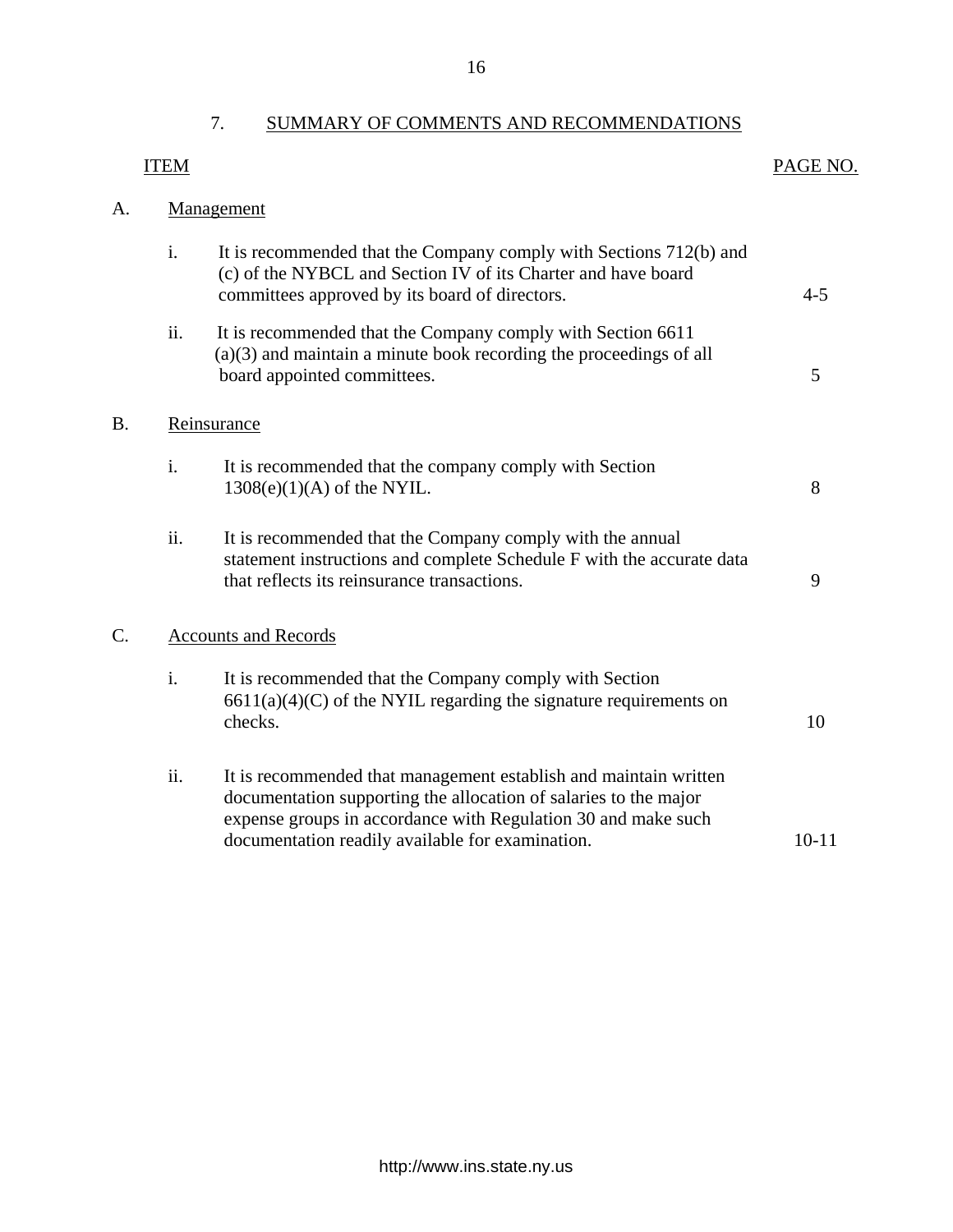## 7. SUMMARY OF COMMENTS AND RECOMMENDATIONS

| ITEM | | | PAGE NO. |
|---|---|---|---|
| A. | Management | | |
| | i. | It is recommended that the Company comply with Sections 712(b) and (c) of the NYBCL and Section IV of its Charter and have board committees approved by its board of directors. | 4-5 |
| | ii. | It is recommended that the Company comply with Section 6611 (a)(3) and maintain a minute book recording the proceedings of all board appointed committees. | 5 |
| B. | Reinsurance | | |
| | i. | It is recommended that the company comply with Section 1308(e)(1)(A) of the NYIL. | 8 |
| | ii. | It is recommended that the Company comply with the annual statement instructions and complete Schedule F with the accurate data that reflects its reinsurance transactions. | 9 |
| C. | Accounts and Records | | |
| | i. | It is recommended that the Company comply with Section 6611(a)(4)(C) of the NYIL regarding the signature requirements on checks. | 10 |
| | ii. | It is recommended that management establish and maintain written documentation supporting the allocation of salaries to the major expense groups in accordance with Regulation 30 and make such documentation readily available for examination. | 10-11 |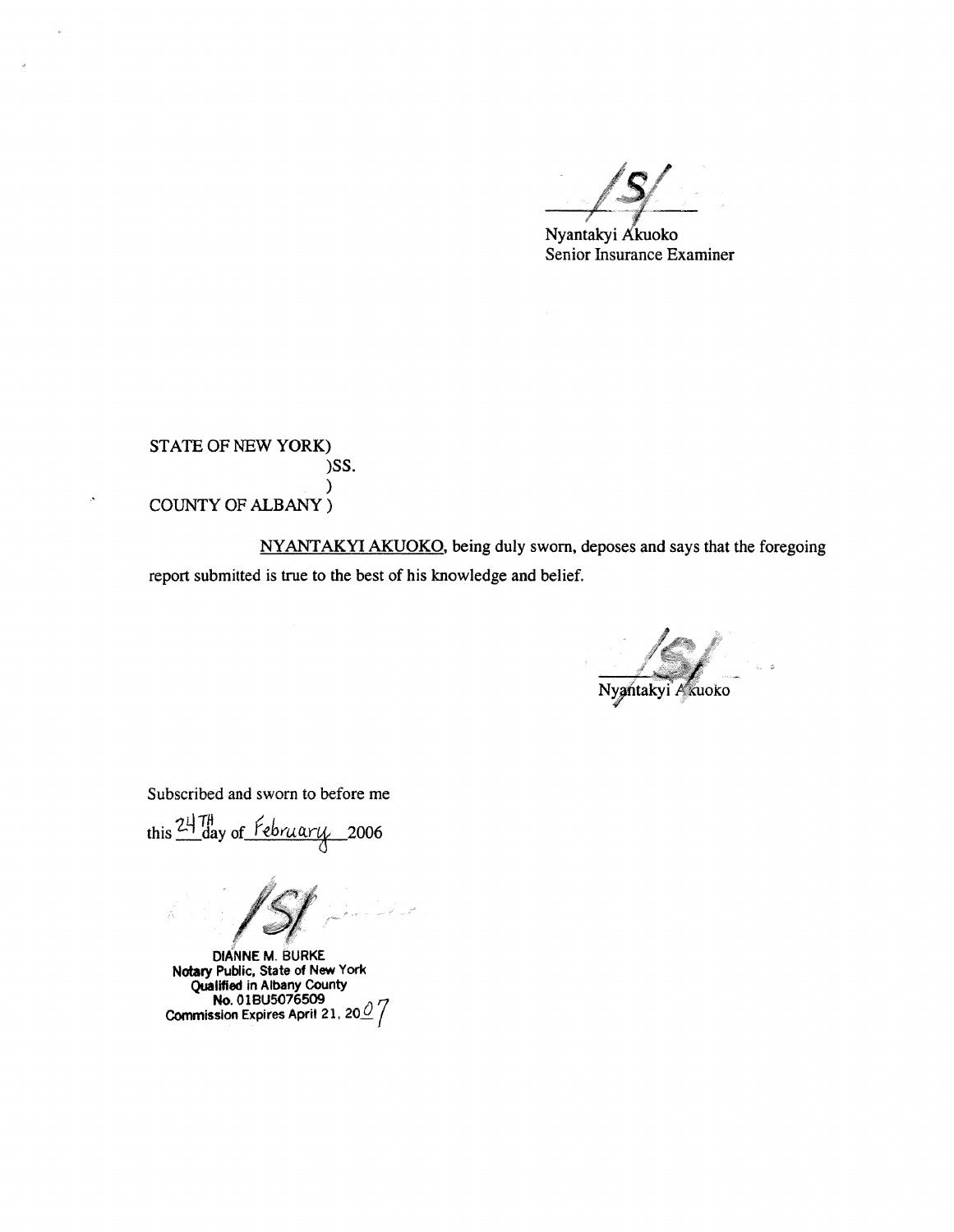/S/

Nyantakyi Akuoko
Senior Insurance Examiner

STATE OF NEW YORK)
)SS.
)
COUNTY OF ALBANY )

NYANTAKYI AKUOKO, being duly sworn, deposes and says that the foregoing report submitted is true to the best of his knowledge and belief.

/S/

Nyantakyi Akuoko

Subscribed and sworn to before me

this 24TH day of February 2006

/S/

DIANNE M. BURKE
Notary Public, State of New York
Qualified in Albany County
No. 01BU5076509
Commission Expires April 21, 2007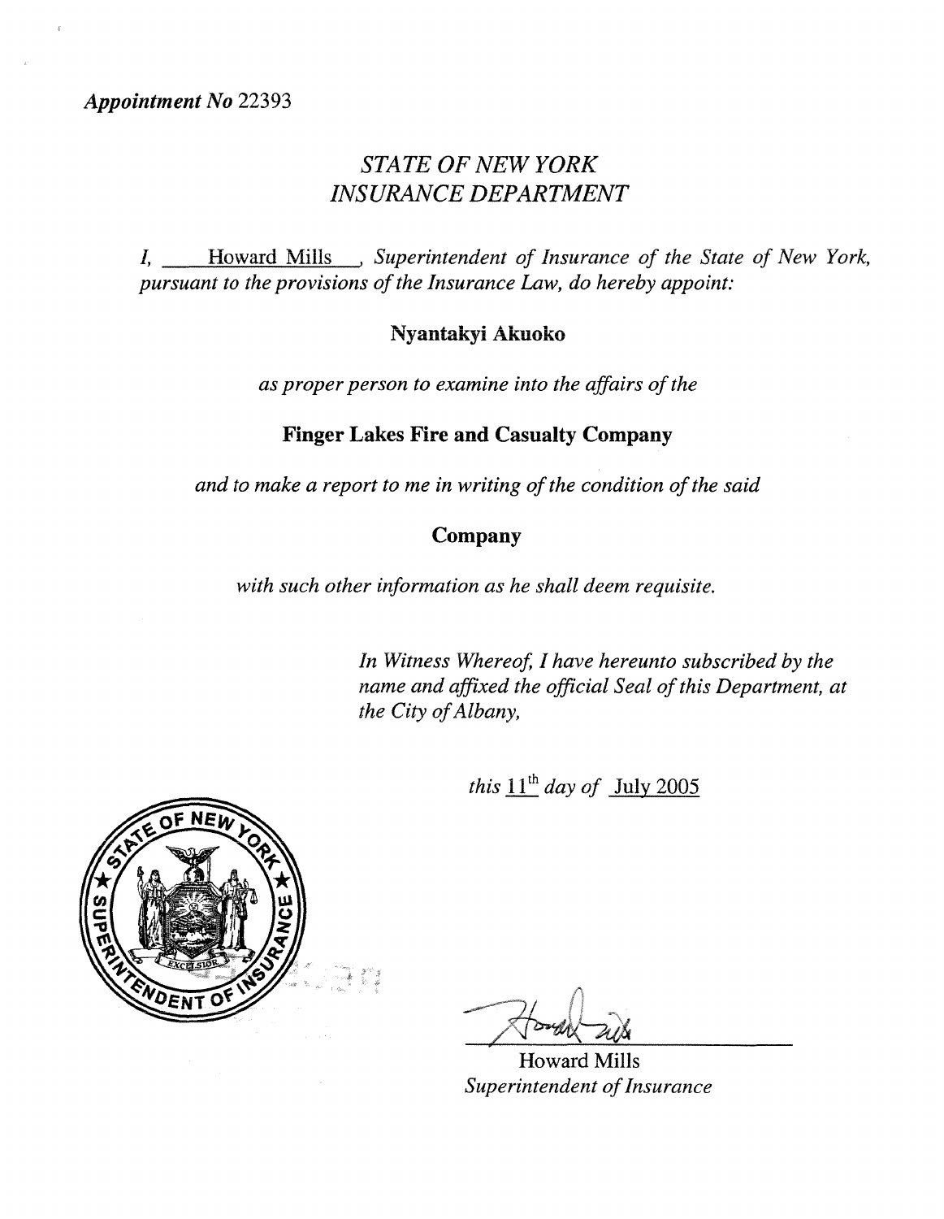*Appointment No* 22393

## *STATE OF NEW YORK*
## *INSURANCE DEPARTMENT*

*I,* Howard Mills *, Superintendent of Insurance of the State of New York, pursuant to the provisions of the Insurance Law, do hereby appoint:*

**Nyantakyi Akuoko**

*as proper person to examine into the affairs of the*

**Finger Lakes Fire and Casualty Company**

*and to make a report to me in writing of the condition of the said*

**Company**

*with such other information as he shall deem requisite.*

*In Witness Whereof, I have hereunto subscribed by the name and affixed the official Seal of this Department, at the City of Albany,*

*this* 11th *day of* July 2005

STATE OF NEW YORK SUPERINTENDENT OF INSURANCE

EXCELSIOR

Howard Mills
*Superintendent of Insurance*